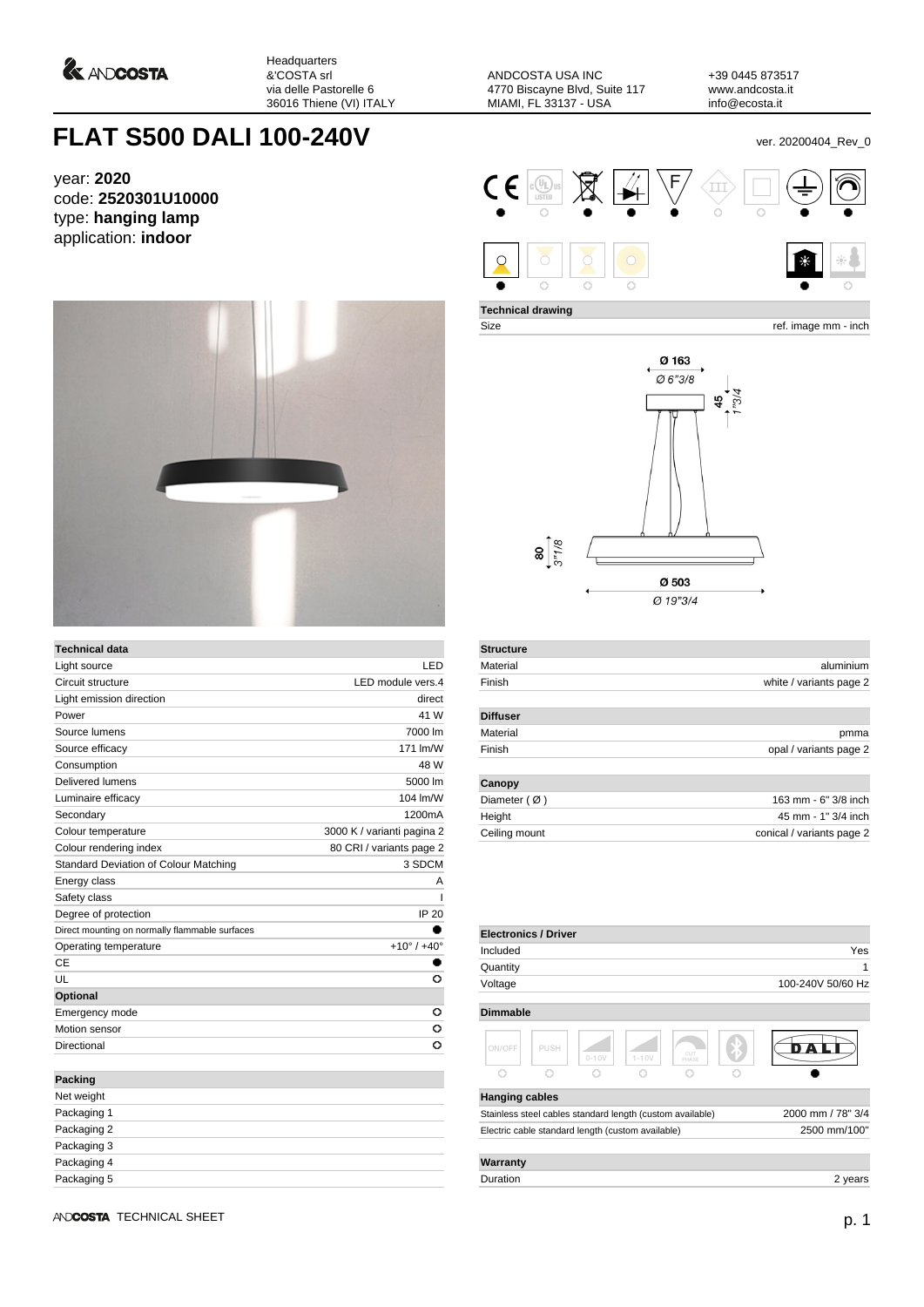Headquarters
&'COSTA srl
via delle Pastorelle 6
36016 Thiene (VI) ITALY

ANDCOSTA USA INC
4770 Biscayne Blvd, Suite 117
MIAMI, FL 33137 - USA

+39 0445 873517
www.andcosta.it
info@ecosta.it

# FLAT S500 DALI 100-240V

ver. 20200404_Rev_0

year: **2020**
code: **2520301U10000**
type: **hanging lamp**
application: **indoor**

**Technical drawing**

Size — ref. image mm - inch

Ø 163 / Ø 6"3/8
45 / 1"3/4
80 / 3"1/8
Ø 503 / Ø 19"3/4

| Technical data | |
|---|---|
| Light source | LED |
| Circuit structure | LED module vers.4 |
| Light emission direction | direct |
| Power | 41 W |
| Source lumens | 7000 lm |
| Source efficacy | 171 lm/W |
| Consumption | 48 W |
| Delivered lumens | 5000 lm |
| Luminaire efficacy | 104 lm/W |
| Secondary | 1200mA |
| Colour temperature | 3000 K / varianti pagina 2 |
| Colour rendering index | 80 CRI / variants page 2 |
| Standard Deviation of Colour Matching | 3 SDCM |
| Energy class | A |
| Safety class | I |
| Degree of protection | IP 20 |
| Direct mounting on normally flammable surfaces | ● |
| Operating temperature | +10° / +40° |
| CE | ● |
| UL | ○ |
| **Optional** | |
| Emergency mode | ○ |
| Motion sensor | ○ |
| Directional | ○ |

| Packing | |
|---|---|
| Net weight | |
| Packaging 1 | |
| Packaging 2 | |
| Packaging 3 | |
| Packaging 4 | |
| Packaging 5 | |

| Structure | |
|---|---|
| Material | aluminium |
| Finish | white / variants page 2 |

| Diffuser | |
|---|---|
| Material | pmma |
| Finish | opal / variants page 2 |

| Canopy | |
|---|---|
| Diameter ( Ø ) | 163 mm - 6" 3/8 inch |
| Height | 45 mm - 1" 3/4 inch |
| Ceiling mount | conical / variants page 2 |

| Electronics / Driver | |
|---|---|
| Included | Yes |
| Quantity | 1 |
| Voltage | 100-240V 50/60 Hz |

**Dimmable**

| ON/OFF | PUSH | 0-10V | 1-10V | CUT PHASE | Bluetooth | DALI |
|---|---|---|---|---|---|---|
| ○ | ○ | ○ | ○ | ○ | ○ | ● |

| Hanging cables | |
|---|---|
| Stainless steel cables standard length (custom available) | 2000 mm / 78" 3/4 |
| Electric cable standard length (custom available) | 2500 mm/100" |

| Warranty | |
|---|---|
| Duration | 2 years |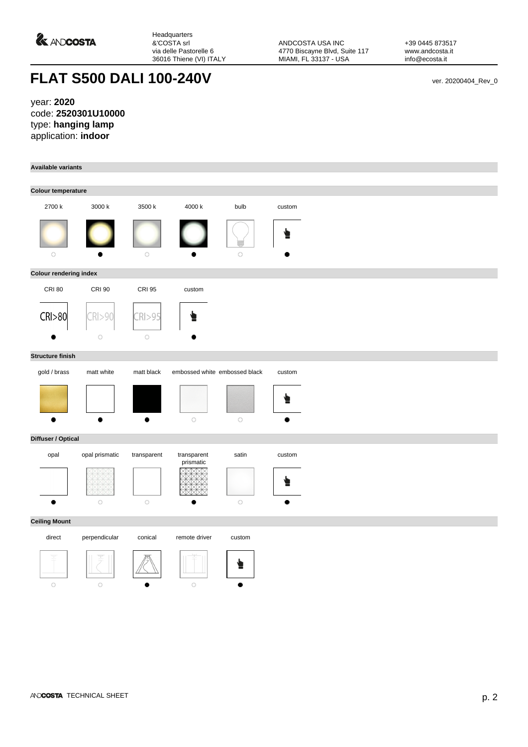Headquarters
&'COSTA srl
via delle Pastorelle 6
36016 Thiene (VI) ITALY

ANDCOSTA USA INC
4770 Biscayne Blvd, Suite 117
MIAMI, FL 33137 - USA

+39 0445 873517
www.andcosta.it
info@ecosta.it

# FLAT S500 DALI 100-240V

ver. 20200404_Rev_0

year: **2020**
code: **2520301U10000**
type: **hanging lamp**
application: **indoor**

## Available variants

### Colour temperature

| 2700 k | 3000 k | 3500 k | 4000 k | bulb | custom |
|---|---|---|---|---|---|
| ○ | ● | ○ | ● | ○ | ● |

### Colour rendering index

| CRI 80 | CRI 90 | CRI 95 | custom |
|---|---|---|---|
| ● | ○ | ○ | ● |

### Structure finish

| gold / brass | matt white | matt black | embossed white | embossed black | custom |
|---|---|---|---|---|---|
| ● | ● | ● | ○ | ○ | ● |

### Diffuser / Optical

| opal | opal prismatic | transparent | transparent prismatic | satin | custom |
|---|---|---|---|---|---|
| ● | ○ | ○ | ● | ○ | ● |

### Ceiling Mount

| direct | perpendicular | conical | remote driver | custom |
|---|---|---|---|---|
| ○ | ○ | ● | ○ | ● |

ANDCOSTA TECHNICAL SHEET